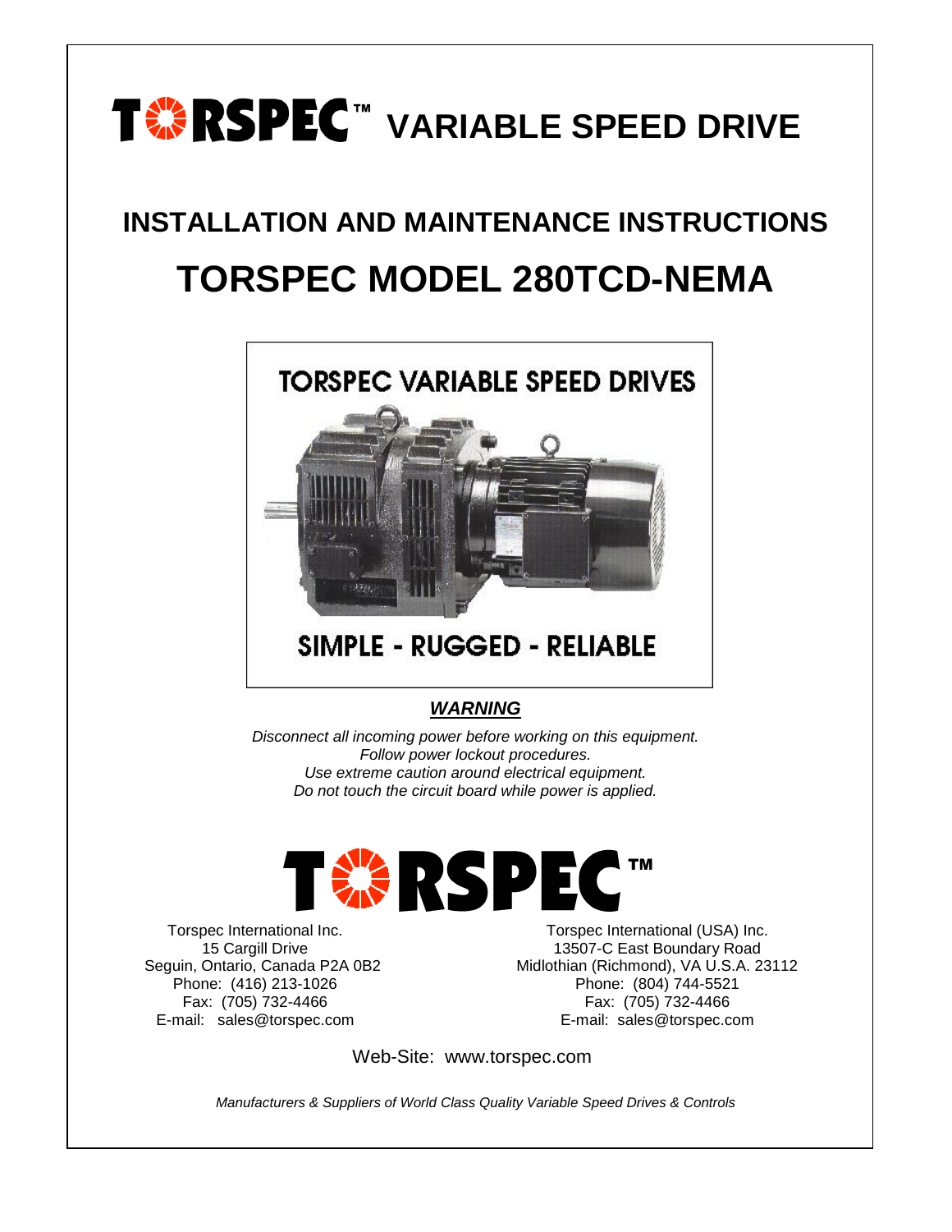# TORSPEC™ VARIABLE SPEED DRIVE

## INSTALLATION AND MAINTENANCE INSTRUCTIONS

# TORSPEC MODEL 280TCD-NEMA

TORSPEC VARIABLE SPEED DRIVES

SIMPLE - RUGGED - RELIABLE

***WARNING***

*Disconnect all incoming power before working on this equipment.*
*Follow power lockout procedures.*
*Use extreme caution around electrical equipment.*
*Do not touch the circuit board while power is applied.*

TORSPEC™

Torspec International Inc.
15 Cargill Drive
Seguin, Ontario, Canada P2A 0B2
Phone: (416) 213-1026
Fax: (705) 732-4466
E-mail: sales@torspec.com

Torspec International (USA) Inc.
13507-C East Boundary Road
Midlothian (Richmond), VA U.S.A. 23112
Phone: (804) 744-5521
Fax: (705) 732-4466
E-mail: sales@torspec.com

Web-Site: www.torspec.com

*Manufacturers & Suppliers of World Class Quality Variable Speed Drives & Controls*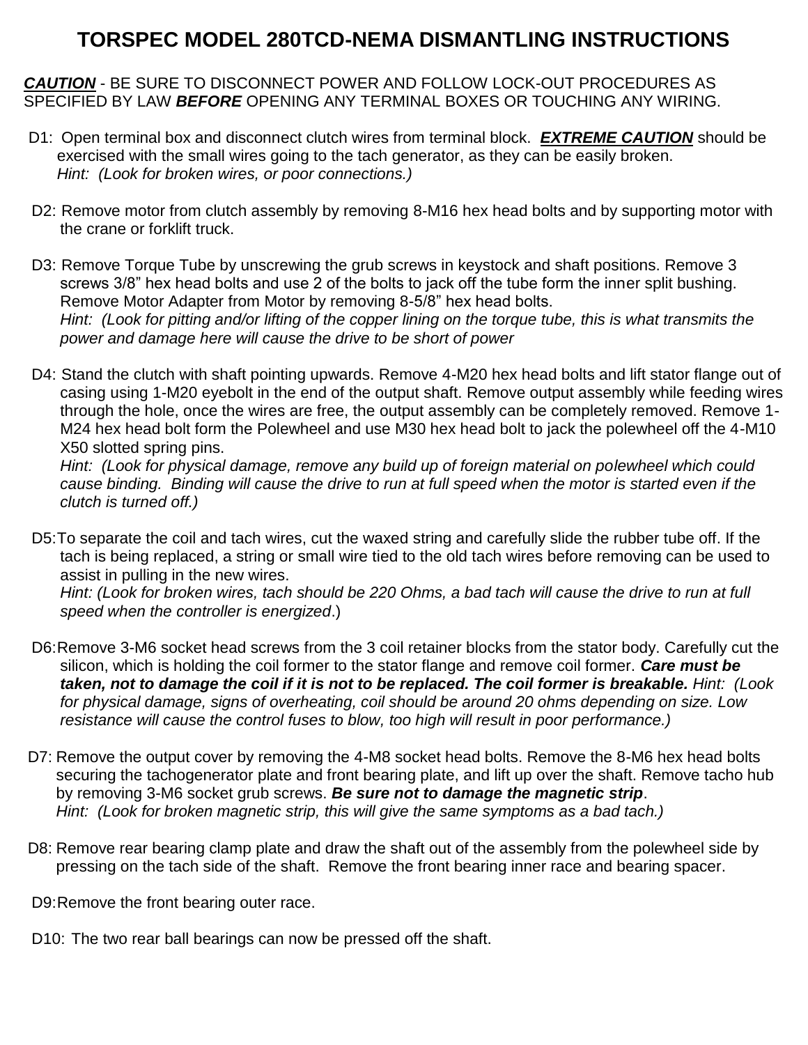# TORSPEC MODEL 280TCD-NEMA DISMANTLING INSTRUCTIONS

***CAUTION*** - BE SURE TO DISCONNECT POWER AND FOLLOW LOCK-OUT PROCEDURES AS SPECIFIED BY LAW ***BEFORE*** OPENING ANY TERMINAL BOXES OR TOUCHING ANY WIRING.

D1: Open terminal box and disconnect clutch wires from terminal block. ***EXTREME CAUTION*** should be exercised with the small wires going to the tach generator, as they can be easily broken.
*Hint: (Look for broken wires, or poor connections.)*

D2: Remove motor from clutch assembly by removing 8-M16 hex head bolts and by supporting motor with the crane or forklift truck.

D3: Remove Torque Tube by unscrewing the grub screws in keystock and shaft positions. Remove 3 screws 3/8" hex head bolts and use 2 of the bolts to jack off the tube form the inner split bushing. Remove Motor Adapter from Motor by removing 8-5/8" hex head bolts.
*Hint: (Look for pitting and/or lifting of the copper lining on the torque tube, this is what transmits the power and damage here will cause the drive to be short of power*

D4: Stand the clutch with shaft pointing upwards. Remove 4-M20 hex head bolts and lift stator flange out of casing using 1-M20 eyebolt in the end of the output shaft. Remove output assembly while feeding wires through the hole, once the wires are free, the output assembly can be completely removed. Remove 1-M24 hex head bolt form the Polewheel and use M30 hex head bolt to jack the polewheel off the 4-M10 X50 slotted spring pins.
*Hint: (Look for physical damage, remove any build up of foreign material on polewheel which could cause binding. Binding will cause the drive to run at full speed when the motor is started even if the clutch is turned off.)*

D5: To separate the coil and tach wires, cut the waxed string and carefully slide the rubber tube off. If the tach is being replaced, a string or small wire tied to the old tach wires before removing can be used to assist in pulling in the new wires.
*Hint: (Look for broken wires, tach should be 220 Ohms, a bad tach will cause the drive to run at full speed when the controller is energized*.)

D6: Remove 3-M6 socket head screws from the 3 coil retainer blocks from the stator body. Carefully cut the silicon, which is holding the coil former to the stator flange and remove coil former. ***Care must be taken, not to damage the coil if it is not to be replaced. The coil former is breakable.*** *Hint: (Look for physical damage, signs of overheating, coil should be around 20 ohms depending on size. Low resistance will cause the control fuses to blow, too high will result in poor performance.)*

D7: Remove the output cover by removing the 4-M8 socket head bolts. Remove the 8-M6 hex head bolts securing the tachogenerator plate and front bearing plate, and lift up over the shaft. Remove tacho hub by removing 3-M6 socket grub screws. ***Be sure not to damage the magnetic strip***.
*Hint: (Look for broken magnetic strip, this will give the same symptoms as a bad tach.)*

D8: Remove rear bearing clamp plate and draw the shaft out of the assembly from the polewheel side by pressing on the tach side of the shaft. Remove the front bearing inner race and bearing spacer.

D9: Remove the front bearing outer race.

D10: The two rear ball bearings can now be pressed off the shaft.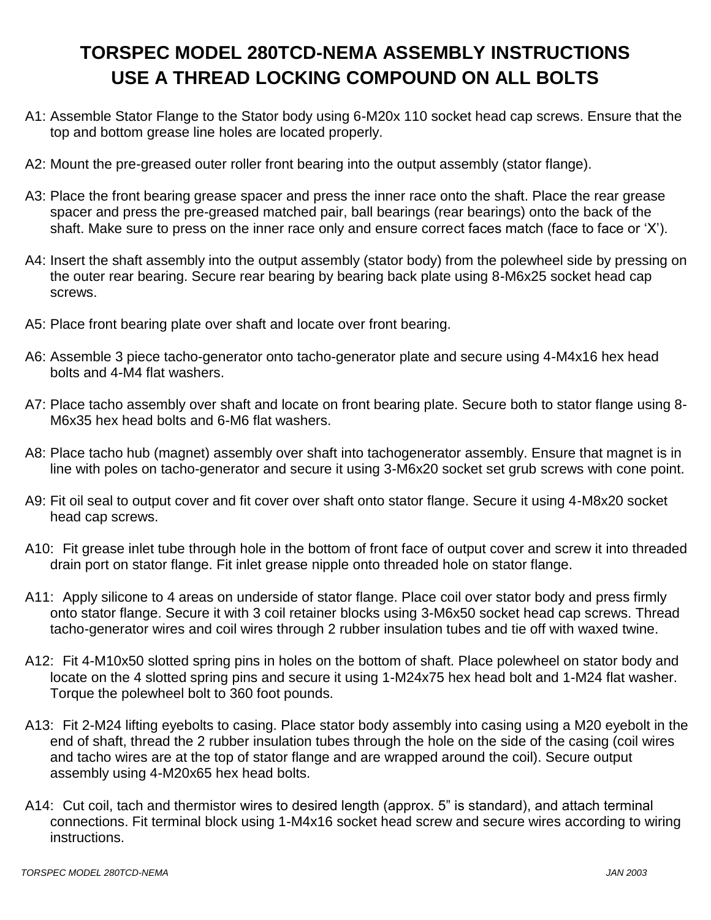# TORSPEC MODEL 280TCD-NEMA ASSEMBLY INSTRUCTIONS
# USE A THREAD LOCKING COMPOUND ON ALL BOLTS

A1: Assemble Stator Flange to the Stator body using 6-M20x 110 socket head cap screws. Ensure that the top and bottom grease line holes are located properly.

A2: Mount the pre-greased outer roller front bearing into the output assembly (stator flange).

A3: Place the front bearing grease spacer and press the inner race onto the shaft. Place the rear grease spacer and press the pre-greased matched pair, ball bearings (rear bearings) onto the back of the shaft. Make sure to press on the inner race only and ensure correct faces match (face to face or 'X').

A4: Insert the shaft assembly into the output assembly (stator body) from the polewheel side by pressing on the outer rear bearing. Secure rear bearing by bearing back plate using 8-M6x25 socket head cap screws.

A5: Place front bearing plate over shaft and locate over front bearing.

A6: Assemble 3 piece tacho-generator onto tacho-generator plate and secure using 4-M4x16 hex head bolts and 4-M4 flat washers.

A7: Place tacho assembly over shaft and locate on front bearing plate. Secure both to stator flange using 8-M6x35 hex head bolts and 6-M6 flat washers.

A8: Place tacho hub (magnet) assembly over shaft into tachogenerator assembly. Ensure that magnet is in line with poles on tacho-generator and secure it using 3-M6x20 socket set grub screws with cone point.

A9: Fit oil seal to output cover and fit cover over shaft onto stator flange. Secure it using 4-M8x20 socket head cap screws.

A10: Fit grease inlet tube through hole in the bottom of front face of output cover and screw it into threaded drain port on stator flange. Fit inlet grease nipple onto threaded hole on stator flange.

A11: Apply silicone to 4 areas on underside of stator flange. Place coil over stator body and press firmly onto stator flange. Secure it with 3 coil retainer blocks using 3-M6x50 socket head cap screws. Thread tacho-generator wires and coil wires through 2 rubber insulation tubes and tie off with waxed twine.

A12: Fit 4-M10x50 slotted spring pins in holes on the bottom of shaft. Place polewheel on stator body and locate on the 4 slotted spring pins and secure it using 1-M24x75 hex head bolt and 1-M24 flat washer. Torque the polewheel bolt to 360 foot pounds.

A13: Fit 2-M24 lifting eyebolts to casing. Place stator body assembly into casing using a M20 eyebolt in the end of shaft, thread the 2 rubber insulation tubes through the hole on the side of the casing (coil wires and tacho wires are at the top of stator flange and are wrapped around the coil). Secure output assembly using 4-M20x65 hex head bolts.

A14: Cut coil, tach and thermistor wires to desired length (approx. 5" is standard), and attach terminal connections. Fit terminal block using 1-M4x16 socket head screw and secure wires according to wiring instructions.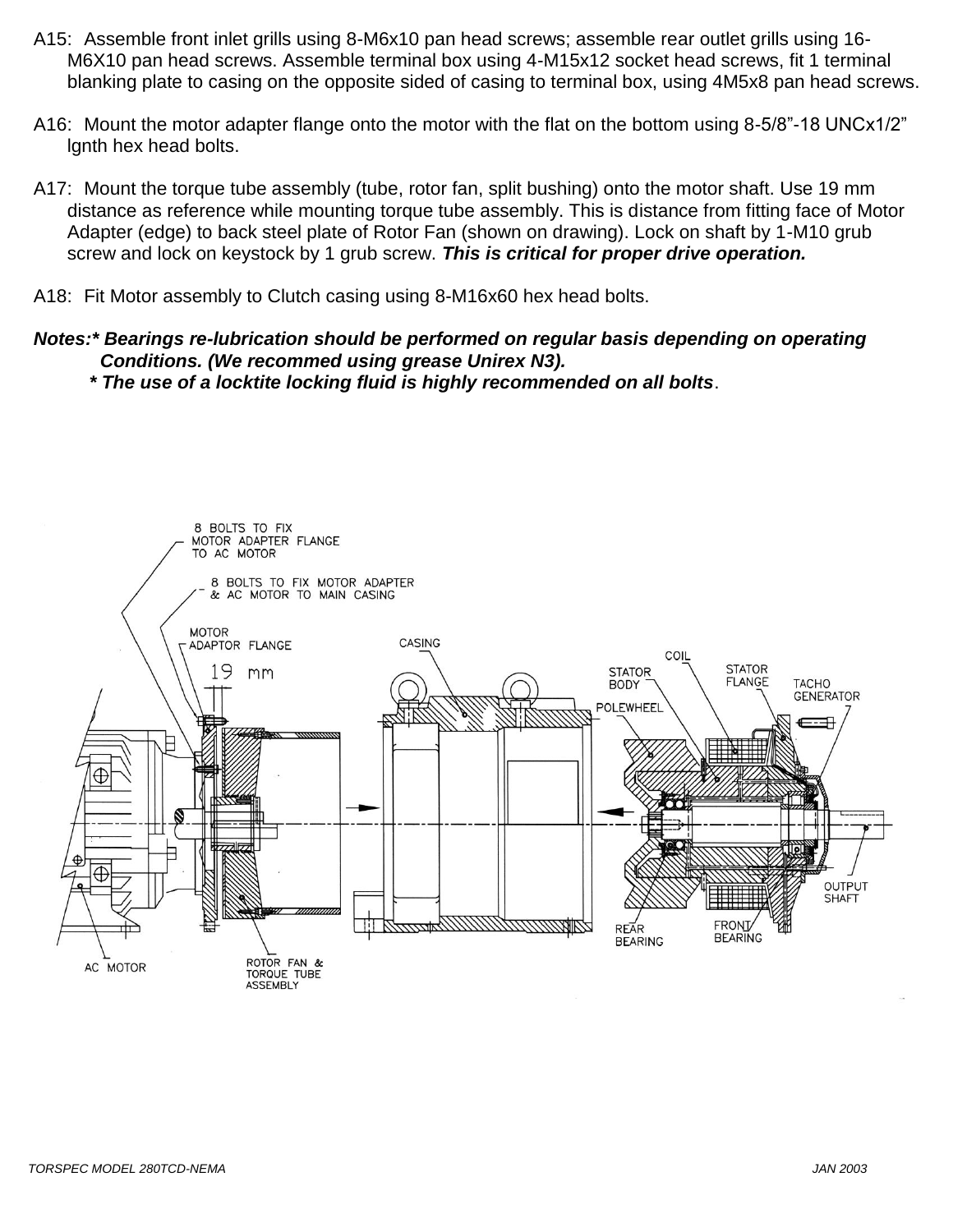A15: Assemble front inlet grills using 8-M6x10 pan head screws; assemble rear outlet grills using 16-M6X10 pan head screws. Assemble terminal box using 4-M15x12 socket head screws, fit 1 terminal blanking plate to casing on the opposite sided of casing to terminal box, using 4M5x8 pan head screws.

A16: Mount the motor adapter flange onto the motor with the flat on the bottom using 8-5/8”-18 UNCx1/2” lgnth hex head bolts.

A17: Mount the torque tube assembly (tube, rotor fan, split bushing) onto the motor shaft. Use 19 mm distance as reference while mounting torque tube assembly. This is distance from fitting face of Motor Adapter (edge) to back steel plate of Rotor Fan (shown on drawing). Lock on shaft by 1-M10 grub screw and lock on keystock by 1 grub screw. ***This is critical for proper drive operation.***

A18: Fit Motor assembly to Clutch casing using 8-M16x60 hex head bolts.

***Notes:* Bearings re-lubrication should be performed on regular basis depending on operating Conditions. (We recommed using grease Unirex N3).***

***\* The use of a locktite locking fluid is highly recommended on all bolts***.

8 BOLTS TO FIX MOTOR ADAPTER FLANGE TO AC MOTOR

8 BOLTS TO FIX MOTOR ADAPTER & AC MOTOR TO MAIN CASING

MOTOR ADAPTOR FLANGE

19 mm

CASING

COIL

STATOR BODY

STATOR FLANGE

TACHO GENERATOR

POLEWHEEL

OUTPUT SHAFT

REAR BEARING

FRONT BEARING

AC MOTOR

ROTOR FAN & TORQUE TUBE ASSEMBLY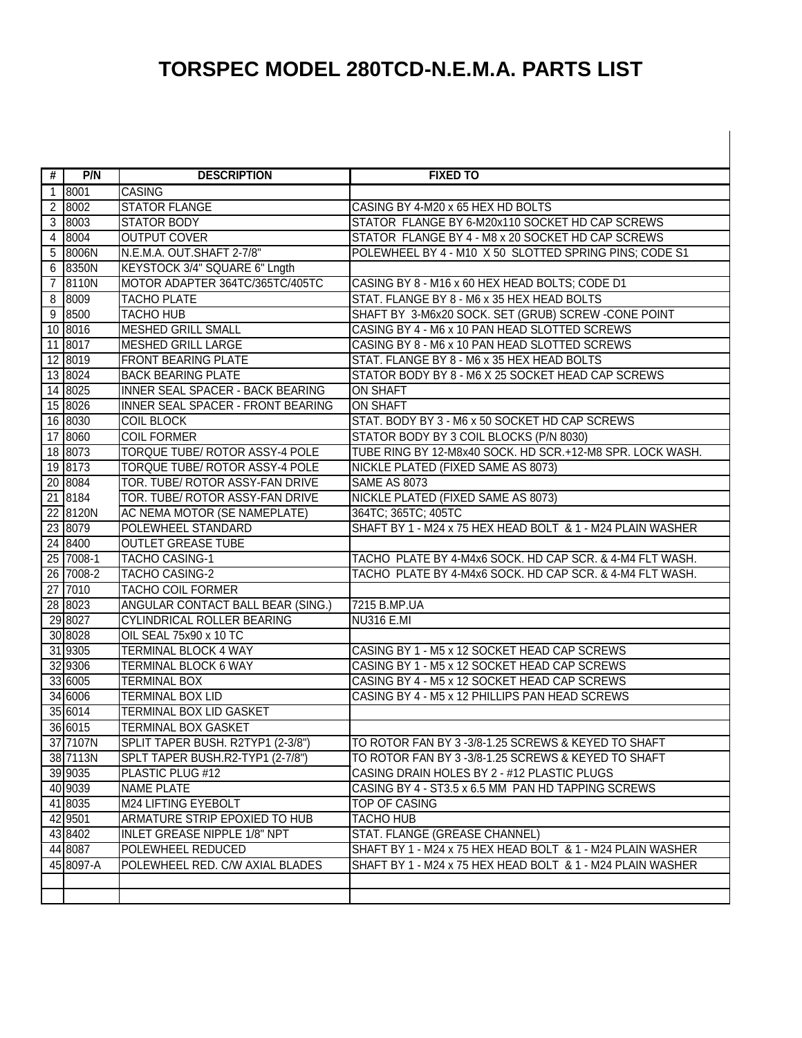# TORSPEC MODEL 280TCD-N.E.M.A. PARTS LIST

| # | P/N | DESCRIPTION | FIXED TO |
|---|---|---|---|
| 1 | 8001 | CASING | |
| 2 | 8002 | STATOR FLANGE | CASING BY 4-M20 x 65 HEX HD BOLTS |
| 3 | 8003 | STATOR BODY | STATOR FLANGE BY 6-M20x110 SOCKET HD CAP SCREWS |
| 4 | 8004 | OUTPUT COVER | STATOR FLANGE BY 4 - M8 x 20 SOCKET HD CAP SCREWS |
| 5 | 8006N | N.E.M.A. OUT.SHAFT 2-7/8" | POLEWHEEL BY 4 - M10 X 50 SLOTTED SPRING PINS; CODE S1 |
| 6 | 8350N | KEYSTOCK 3/4" SQUARE 6" Lngth | |
| 7 | 8110N | MOTOR ADAPTER 364TC/365TC/405TC | CASING BY 8 - M16 x 60 HEX HEAD BOLTS; CODE D1 |
| 8 | 8009 | TACHO PLATE | STAT. FLANGE BY 8 - M6 x 35 HEX HEAD BOLTS |
| 9 | 8500 | TACHO HUB | SHAFT BY 3-M6x20 SOCK. SET (GRUB) SCREW -CONE POINT |
| 10 | 8016 | MESHED GRILL SMALL | CASING BY 4 - M6 x 10 PAN HEAD SLOTTED SCREWS |
| 11 | 8017 | MESHED GRILL LARGE | CASING BY 8 - M6 x 10 PAN HEAD SLOTTED SCREWS |
| 12 | 8019 | FRONT BEARING PLATE | STAT. FLANGE BY 8 - M6 x 35 HEX HEAD BOLTS |
| 13 | 8024 | BACK BEARING PLATE | STATOR BODY BY 8 - M6 X 25 SOCKET HEAD CAP SCREWS |
| 14 | 8025 | INNER SEAL SPACER - BACK BEARING | ON SHAFT |
| 15 | 8026 | INNER SEAL SPACER - FRONT BEARING | ON SHAFT |
| 16 | 8030 | COIL BLOCK | STAT. BODY BY 3 - M6 x 50 SOCKET HD CAP SCREWS |
| 17 | 8060 | COIL FORMER | STATOR BODY BY 3 COIL BLOCKS (P/N 8030) |
| 18 | 8073 | TORQUE TUBE/ ROTOR ASSY-4 POLE | TUBE RING BY 12-M8x40 SOCK. HD SCR.+12-M8 SPR. LOCK WASH. |
| 19 | 8173 | TORQUE TUBE/ ROTOR ASSY-4 POLE | NICKLE PLATED (FIXED SAME AS 8073) |
| 20 | 8084 | TOR. TUBE/ ROTOR ASSY-FAN DRIVE | SAME AS 8073 |
| 21 | 8184 | TOR. TUBE/ ROTOR ASSY-FAN DRIVE | NICKLE PLATED (FIXED SAME AS 8073) |
| 22 | 8120N | AC NEMA MOTOR (SE NAMEPLATE) | 364TC; 365TC; 405TC |
| 23 | 8079 | POLEWHEEL STANDARD | SHAFT BY 1 - M24 x 75 HEX HEAD BOLT & 1 - M24 PLAIN WASHER |
| 24 | 8400 | OUTLET GREASE TUBE | |
| 25 | 7008-1 | TACHO CASING-1 | TACHO PLATE BY 4-M4x6 SOCK. HD CAP SCR. & 4-M4 FLT WASH. |
| 26 | 7008-2 | TACHO CASING-2 | TACHO PLATE BY 4-M4x6 SOCK. HD CAP SCR. & 4-M4 FLT WASH. |
| 27 | 7010 | TACHO COIL FORMER | |
| 28 | 8023 | ANGULAR CONTACT BALL BEAR (SING.) | 7215 B.MP.UA |
| 29 | 8027 | CYLINDRICAL ROLLER BEARING | NU316 E.MI |
| 30 | 8028 | OIL SEAL 75x90 x 10 TC | |
| 31 | 9305 | TERMINAL BLOCK 4 WAY | CASING BY 1 - M5 x 12 SOCKET HEAD CAP SCREWS |
| 32 | 9306 | TERMINAL BLOCK 6 WAY | CASING BY 1 - M5 x 12 SOCKET HEAD CAP SCREWS |
| 33 | 6005 | TERMINAL BOX | CASING BY 4 - M5 x 12 SOCKET HEAD CAP SCREWS |
| 34 | 6006 | TERMINAL BOX LID | CASING BY 4 - M5 x 12 PHILLIPS PAN HEAD SCREWS |
| 35 | 6014 | TERMINAL BOX LID GASKET | |
| 36 | 6015 | TERMINAL BOX GASKET | |
| 37 | 7107N | SPLIT TAPER BUSH. R2TYP1 (2-3/8") | TO ROTOR FAN BY 3 -3/8-1.25 SCREWS & KEYED TO SHAFT |
| 38 | 7113N | SPLT TAPER BUSH.R2-TYP1 (2-7/8") | TO ROTOR FAN BY 3 -3/8-1.25 SCREWS & KEYED TO SHAFT |
| 39 | 9035 | PLASTIC PLUG #12 | CASING DRAIN HOLES BY 2 - #12 PLASTIC PLUGS |
| 40 | 9039 | NAME PLATE | CASING BY 4 - ST3.5 x 6.5 MM PAN HD TAPPING SCREWS |
| 41 | 8035 | M24 LIFTING EYEBOLT | TOP OF CASING |
| 42 | 9501 | ARMATURE STRIP EPOXIED TO HUB | TACHO HUB |
| 43 | 8402 | INLET GREASE NIPPLE 1/8" NPT | STAT. FLANGE (GREASE CHANNEL) |
| 44 | 8087 | POLEWHEEL REDUCED | SHAFT BY 1 - M24 x 75 HEX HEAD BOLT & 1 - M24 PLAIN WASHER |
| 45 | 8097-A | POLEWHEEL RED. C/W AXIAL BLADES | SHAFT BY 1 - M24 x 75 HEX HEAD BOLT & 1 - M24 PLAIN WASHER |
| | | | |
| | | | |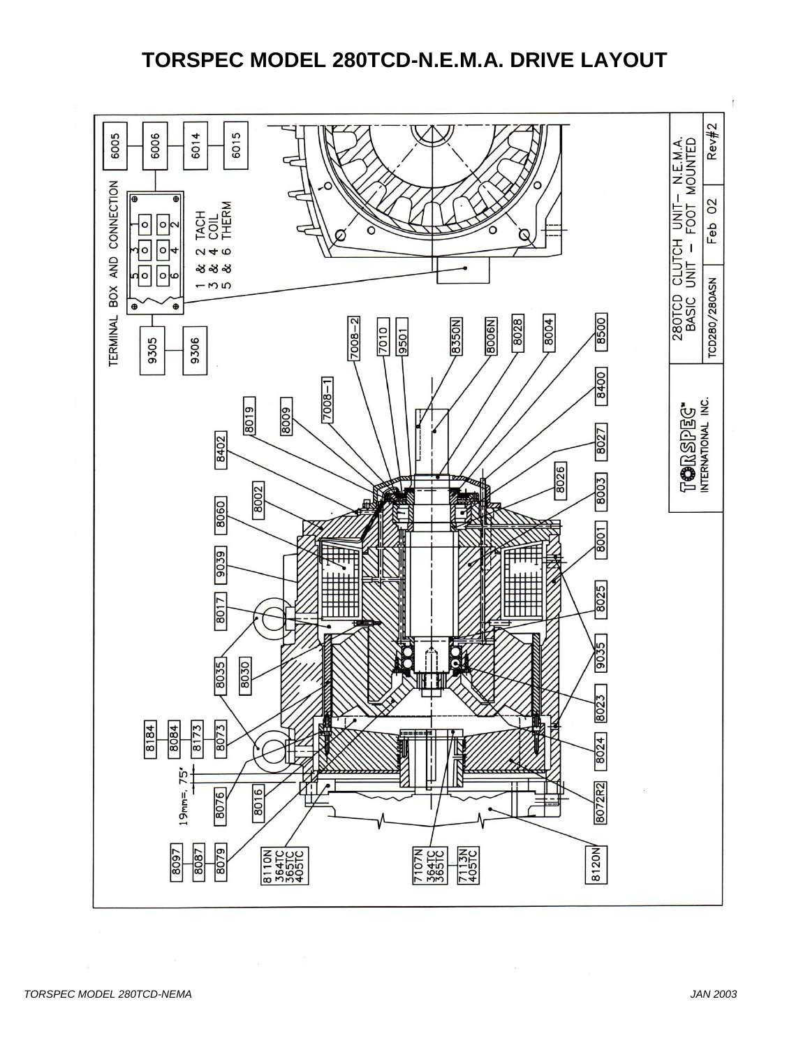# TORSPEC MODEL 280TCD-N.E.M.A. DRIVE LAYOUT

TERMINAL BOX AND CONNECTION

1 & 2 TACH
3 & 4 COIL
5 & 6 THERM

6005, 6006, 6014, 6015, 9305, 9306

8019, 8009, 7008-1, 7008-2, 7010, 9501, 8350N, 8006N, 8028, 8004, 8500

8402, 8002, 8060, 9039, 8017, 8035, 8030, 8184, 8084, 8173, 8073

8400, 8027, 8026, 8003, 8001, 8025, 9035, 8023, 8024, 8072R2, 8120N

19mm=.75"

8076, 8016, 8097, 8087, 8079

8110N 364TC 365TC 405TC

7107N 364TC 365TC

7113N 405TC

TORSPEC™ INTERNATIONAL INC.

280TCD CLUTCH UNIT– N.E.M.A.
BASIC UNIT – FOOT MOUNTED

| TCD280/280ASN | Feb 02 | Rev#2 |
|---|---|---|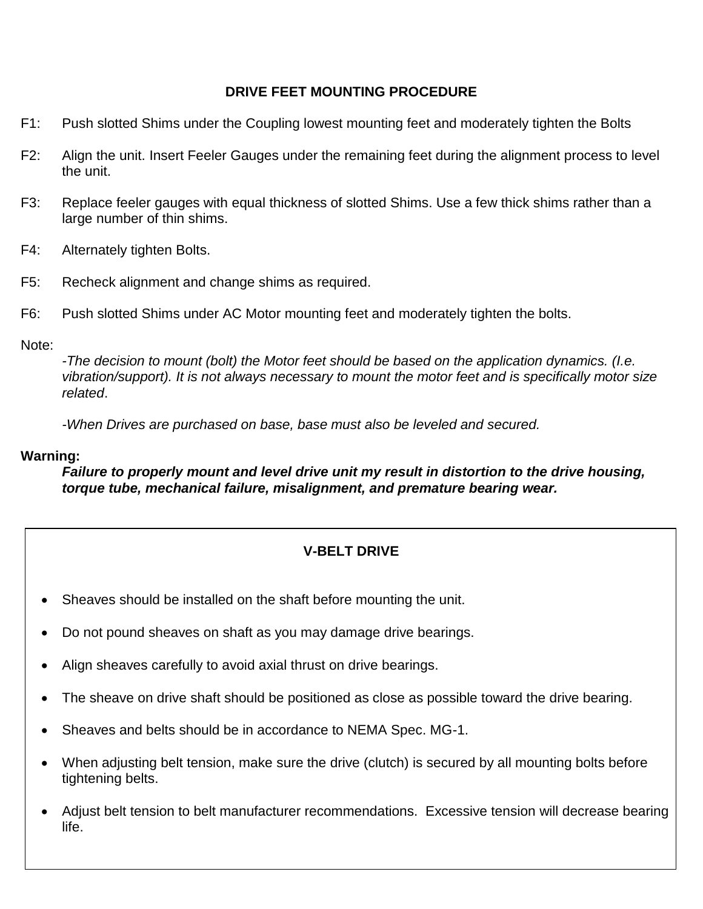## DRIVE FEET MOUNTING PROCEDURE

F1: Push slotted Shims under the Coupling lowest mounting feet and moderately tighten the Bolts

F2: Align the unit. Insert Feeler Gauges under the remaining feet during the alignment process to level the unit.

F3: Replace feeler gauges with equal thickness of slotted Shims. Use a few thick shims rather than a large number of thin shims.

F4: Alternately tighten Bolts.

F5: Recheck alignment and change shims as required.

F6: Push slotted Shims under AC Motor mounting feet and moderately tighten the bolts.

Note:

*-The decision to mount (bolt) the Motor feet should be based on the application dynamics. (I.e. vibration/support). It is not always necessary to mount the motor feet and is specifically motor size related*.

*-When Drives are purchased on base, base must also be leveled and secured.*

**Warning:**

***Failure to properly mount and level drive unit my result in distortion to the drive housing, torque tube, mechanical failure, misalignment, and premature bearing wear.***

## V-BELT DRIVE

- Sheaves should be installed on the shaft before mounting the unit.
- Do not pound sheaves on shaft as you may damage drive bearings.
- Align sheaves carefully to avoid axial thrust on drive bearings.
- The sheave on drive shaft should be positioned as close as possible toward the drive bearing.
- Sheaves and belts should be in accordance to NEMA Spec. MG-1.
- When adjusting belt tension, make sure the drive (clutch) is secured by all mounting bolts before tightening belts.
- Adjust belt tension to belt manufacturer recommendations. Excessive tension will decrease bearing life.